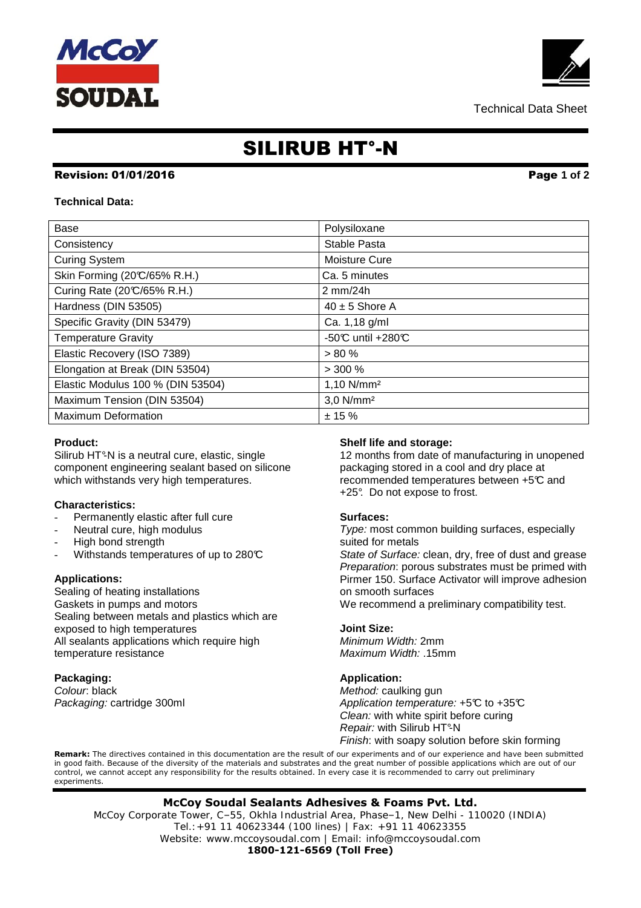Technical Data Sheet

# SILIRUB HT°-N

**Revision: 01/01/2016**

**Technical Data:**

| Base | Polysiloxane |
|---|---|
| Consistency | Stable Pasta |
| Curing System | Moisture Cure |
| Skin Forming (20℃/65% R.H.) | Ca. 5 minutes |
| Curing Rate (20℃/65% R.H.) | 2 mm/24h |
| Hardness (DIN 53505) | 40 ± 5 Shore A |
| Specific Gravity (DIN 53479) | Ca. 1,18 g/ml |
| Temperature Gravity | -50℃ until +280℃ |
| Elastic Recovery (ISO 7389) | > 80 % |
| Elongation at Break (DIN 53504) | > 300 % |
| Elastic Modulus 100 % (DIN 53504) | 1,10 N/mm² |
| Maximum Tension (DIN 53504) | 3,0 N/mm² |
| Maximum Deformation | ± 15 % |

**Product:**
Silirub HT°-N is a neutral cure, elastic, single component engineering sealant based on silicone which withstands very high temperatures.

**Characteristics:**
- Permanently elastic after full cure
- Neutral cure, high modulus
- High bond strength
- Withstands temperatures of up to 280℃

**Applications:**
Sealing of heating installations
Gaskets in pumps and motors
Sealing between metals and plastics which are exposed to high temperatures
All sealants applications which require high temperature resistance

**Packaging:**
*Colour*: black
*Packaging:* cartridge 300ml

**Shelf life and storage:**
12 months from date of manufacturing in unopened packaging stored in a cool and dry place at recommended temperatures between +5℃ and +25°. Do not expose to frost.

**Surfaces:**
*Type:* most common building surfaces, especially suited for metals
*State of Surface:* clean, dry, free of dust and grease
*Preparation*: porous substrates must be primed with Pirmer 150. Surface Activator will improve adhesion on smooth surfaces
We recommend a preliminary compatibility test.

**Joint Size:**
*Minimum Width:* 2mm
*Maximum Width:* .15mm

**Application:**
*Method:* caulking gun
*Application temperature:* +5℃ to +35℃
*Clean:* with white spirit before curing
*Repair:* with Silirub HT°-N
*Finish*: with soapy solution before skin forming

**Remark:** The directives contained in this documentation are the result of our experiments and of our experience and have been submitted in good faith. Because of the diversity of the materials and substrates and the great number of possible applications which are out of our control, we cannot accept any responsibility for the results obtained. In every case it is recommended to carry out preliminary experiments.

**McCoy Soudal Sealants Adhesives & Foams Pvt. Ltd.**
McCoy Corporate Tower, C–55, Okhla Industrial Area, Phase–1, New Delhi - 110020 (INDIA)
Tel.:+91 11 40623344 (100 lines) | Fax: +91 11 40623355
Website: www.mccoysoudal.com | Email: info@mccoysoudal.com
**1800-121-6569 (Toll Free)**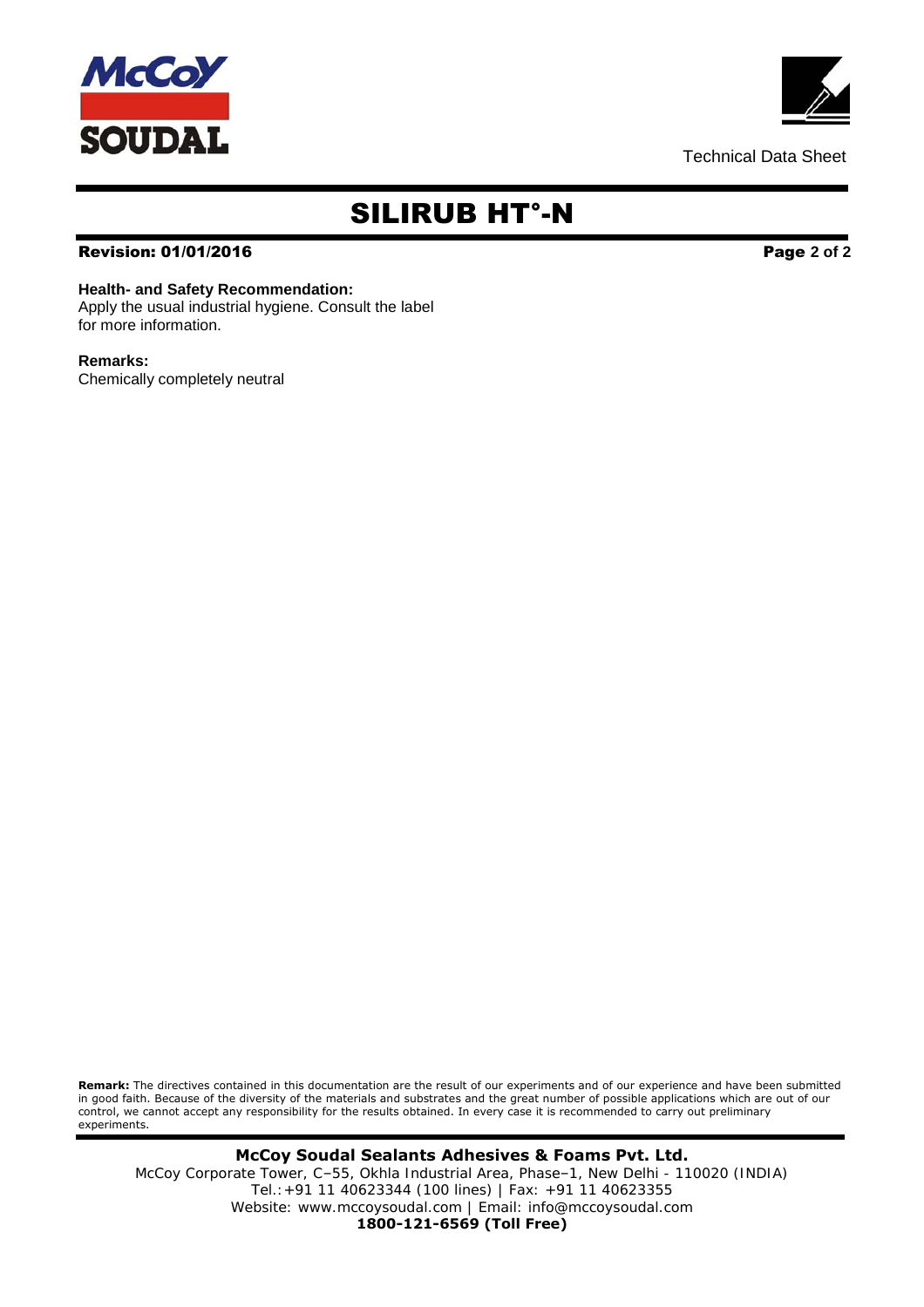**Health- and Safety Recommendation:**
Apply the usual industrial hygiene. Consult the label for more information.

**Remarks:**
Chemically completely neutral

**Remark:** The directives contained in this documentation are the result of our experiments and of our experience and have been submitted in good faith. Because of the diversity of the materials and substrates and the great number of possible applications which are out of our control, we cannot accept any responsibility for the results obtained. In every case it is recommended to carry out preliminary experiments.

**McCoy Soudal Sealants Adhesives & Foams Pvt. Ltd.**
McCoy Corporate Tower, C–55, Okhla Industrial Area, Phase–1, New Delhi - 110020 (INDIA)
Tel.:+91 11 40623344 (100 lines) | Fax: +91 11 40623355
Website: www.mccoysoudal.com | Email: info@mccoysoudal.com
**1800-121-6569 (Toll Free)**